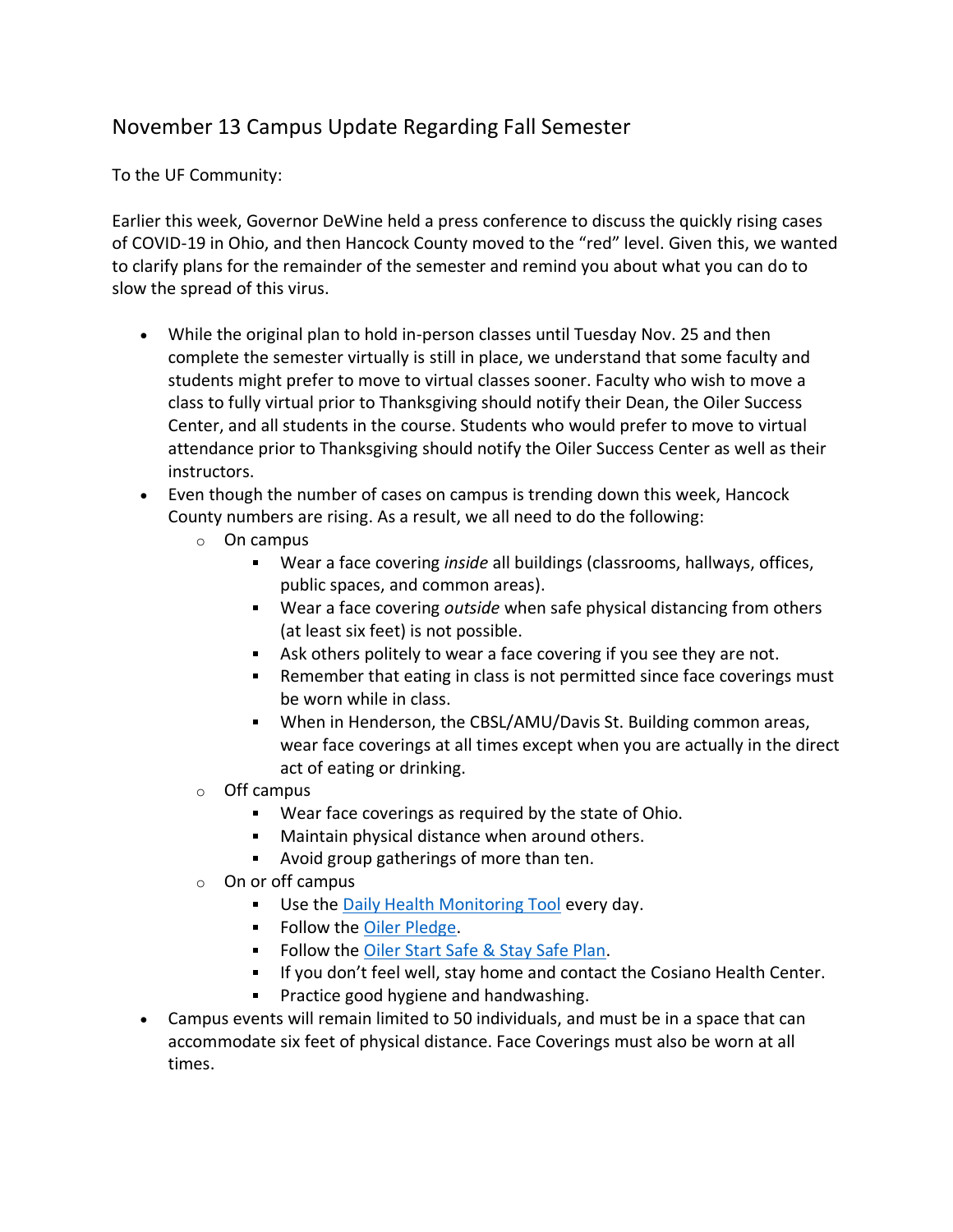# November 13 Campus Update Regarding Fall Semester

To the UF Community:

Earlier this week, Governor DeWine held a press conference to discuss the quickly rising cases of COVID-19 in Ohio, and then Hancock County moved to the “red” level. Given this, we wanted to clarify plans for the remainder of the semester and remind you about what you can do to slow the spread of this virus.

- While the original plan to hold in-person classes until Tuesday Nov. 25 and then complete the semester virtually is still in place, we understand that some faculty and students might prefer to move to virtual classes sooner. Faculty who wish to move a class to fully virtual prior to Thanksgiving should notify their Dean, the Oiler Success Center, and all students in the course. Students who would prefer to move to virtual attendance prior to Thanksgiving should notify the Oiler Success Center as well as their instructors.
- Even though the number of cases on campus is trending down this week, Hancock County numbers are rising. As a result, we all need to do the following:
  - On campus
    - Wear a face covering *inside* all buildings (classrooms, hallways, offices, public spaces, and common areas).
    - Wear a face covering *outside* when safe physical distancing from others (at least six feet) is not possible.
    - Ask others politely to wear a face covering if you see they are not.
    - Remember that eating in class is not permitted since face coverings must be worn while in class.
    - When in Henderson, the CBSL/AMU/Davis St. Building common areas, wear face coverings at all times except when you are actually in the direct act of eating or drinking.
  - Off campus
    - Wear face coverings as required by the state of Ohio.
    - Maintain physical distance when around others.
    - Avoid group gatherings of more than ten.
  - On or off campus
    - Use the Daily Health Monitoring Tool every day.
    - Follow the Oiler Pledge.
    - Follow the Oiler Start Safe & Stay Safe Plan.
    - If you don’t feel well, stay home and contact the Cosiano Health Center.
    - Practice good hygiene and handwashing.
- Campus events will remain limited to 50 individuals, and must be in a space that can accommodate six feet of physical distance. Face Coverings must also be worn at all times.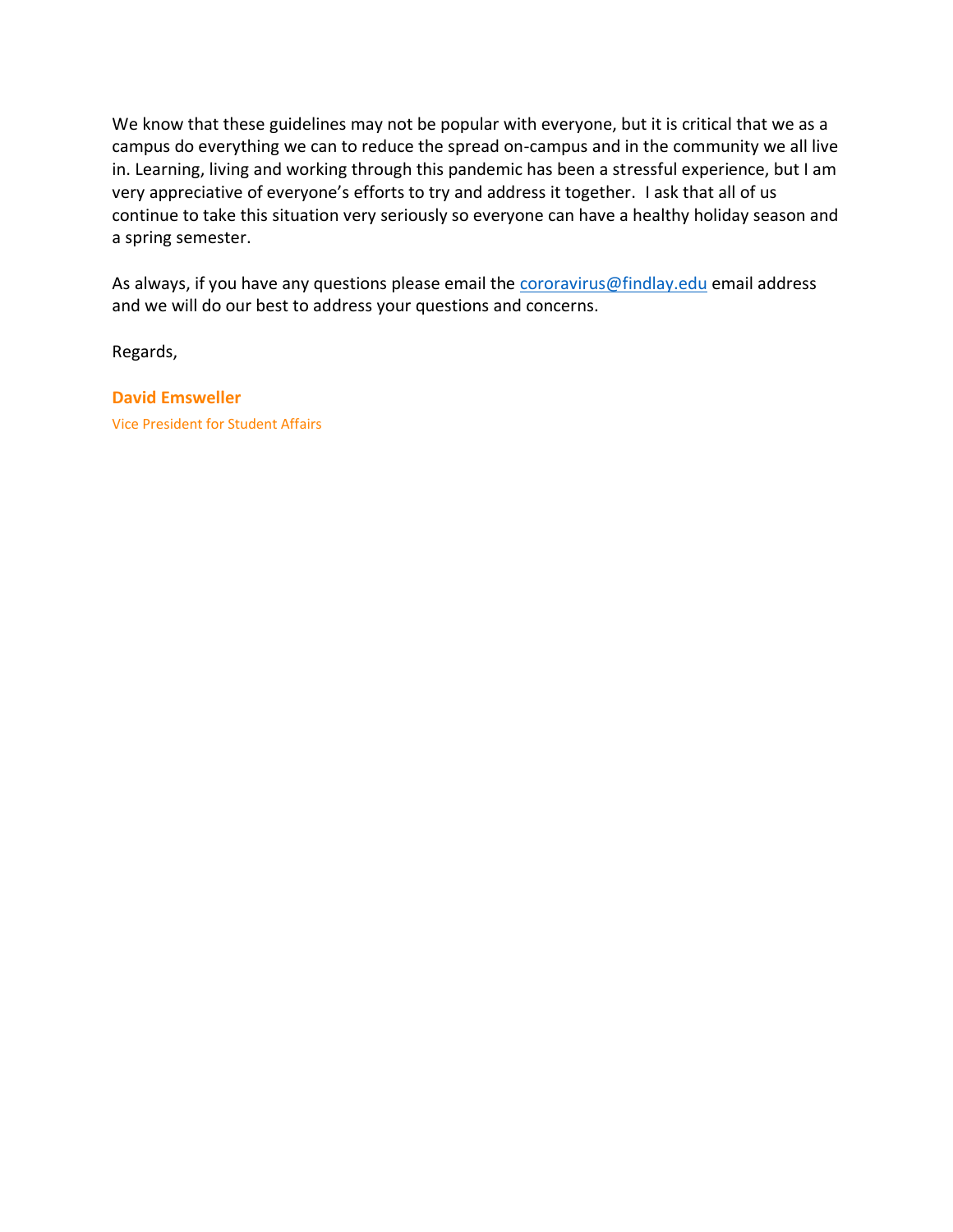We know that these guidelines may not be popular with everyone, but it is critical that we as a campus do everything we can to reduce the spread on-campus and in the community we all live in. Learning, living and working through this pandemic has been a stressful experience, but I am very appreciative of everyone's efforts to try and address it together. I ask that all of us continue to take this situation very seriously so everyone can have a healthy holiday season and a spring semester.

As always, if you have any questions please email the [cororavirus@findlay.edu](mailto:cororavirus@findlay.edu) email address and we will do our best to address your questions and concerns.

Regards,

**David Emsweller**

Vice President for Student Affairs